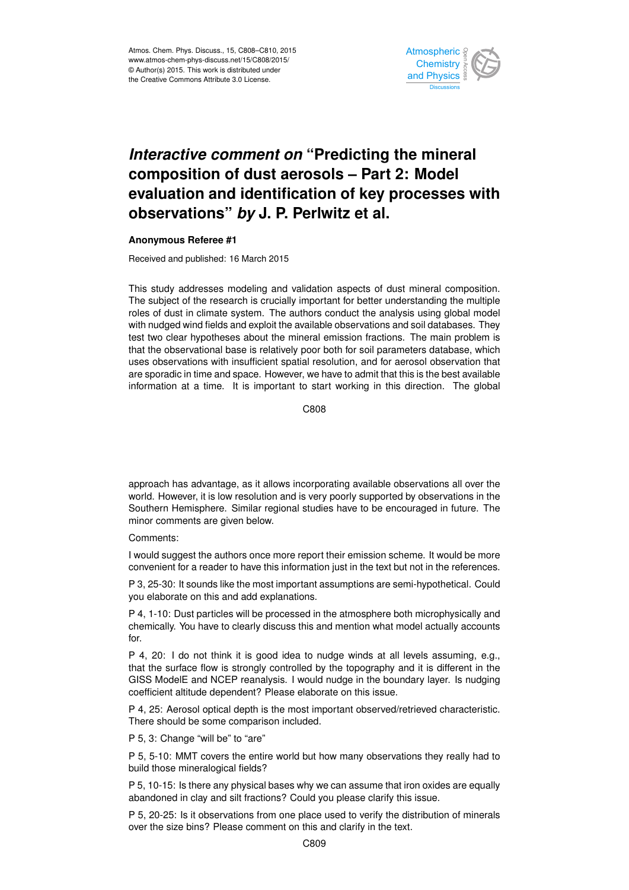# *Interactive comment on* "Predicting the mineral composition of dust aerosols – Part 2: Model evaluation and identification of key processes with observations" *by* J. P. Perlwitz et al.

**Anonymous Referee #1**

Received and published: 16 March 2015

This study addresses modeling and validation aspects of dust mineral composition. The subject of the research is crucially important for better understanding the multiple roles of dust in climate system. The authors conduct the analysis using global model with nudged wind fields and exploit the available observations and soil databases. They test two clear hypotheses about the mineral emission fractions. The main problem is that the observational base is relatively poor both for soil parameters database, which uses observations with insufficient spatial resolution, and for aerosol observation that are sporadic in time and space. However, we have to admit that this is the best available information at a time. It is important to start working in this direction. The global approach has advantage, as it allows incorporating available observations all over the world. However, it is low resolution and is very poorly supported by observations in the Southern Hemisphere. Similar regional studies have to be encouraged in future. The minor comments are given below.

Comments:

I would suggest the authors once more report their emission scheme. It would be more convenient for a reader to have this information just in the text but not in the references.

P 3, 25-30: It sounds like the most important assumptions are semi-hypothetical. Could you elaborate on this and add explanations.

P 4, 1-10: Dust particles will be processed in the atmosphere both microphysically and chemically. You have to clearly discuss this and mention what model actually accounts for.

P 4, 20: I do not think it is good idea to nudge winds at all levels assuming, e.g., that the surface flow is strongly controlled by the topography and it is different in the GISS ModelE and NCEP reanalysis. I would nudge in the boundary layer. Is nudging coefficient altitude dependent? Please elaborate on this issue.

P 4, 25: Aerosol optical depth is the most important observed/retrieved characteristic. There should be some comparison included.

P 5, 3: Change "will be" to "are"

P 5, 5-10: MMT covers the entire world but how many observations they really had to build those mineralogical fields?

P 5, 10-15: Is there any physical bases why we can assume that iron oxides are equally abandoned in clay and silt fractions? Could you please clarify this issue.

P 5, 20-25: Is it observations from one place used to verify the distribution of minerals over the size bins? Please comment on this and clarify in the text.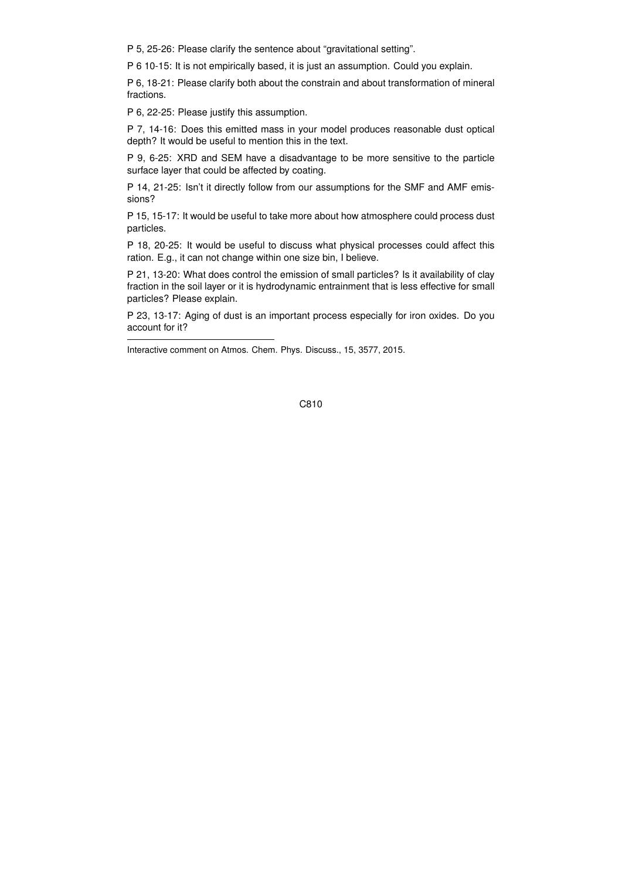P 5, 25-26: Please clarify the sentence about “gravitational setting”.

P 6 10-15: It is not empirically based, it is just an assumption. Could you explain.

P 6, 18-21: Please clarify both about the constrain and about transformation of mineral fractions.

P 6, 22-25: Please justify this assumption.

P 7, 14-16: Does this emitted mass in your model produces reasonable dust optical depth? It would be useful to mention this in the text.

P 9, 6-25: XRD and SEM have a disadvantage to be more sensitive to the particle surface layer that could be affected by coating.

P 14, 21-25: Isn’t it directly follow from our assumptions for the SMF and AMF emissions?

P 15, 15-17: It would be useful to take more about how atmosphere could process dust particles.

P 18, 20-25: It would be useful to discuss what physical processes could affect this ration. E.g., it can not change within one size bin, I believe.

P 21, 13-20: What does control the emission of small particles? Is it availability of clay fraction in the soil layer or it is hydrodynamic entrainment that is less effective for small particles? Please explain.

P 23, 13-17: Aging of dust is an important process especially for iron oxides. Do you account for it?

---

Interactive comment on Atmos. Chem. Phys. Discuss., 15, 3577, 2015.